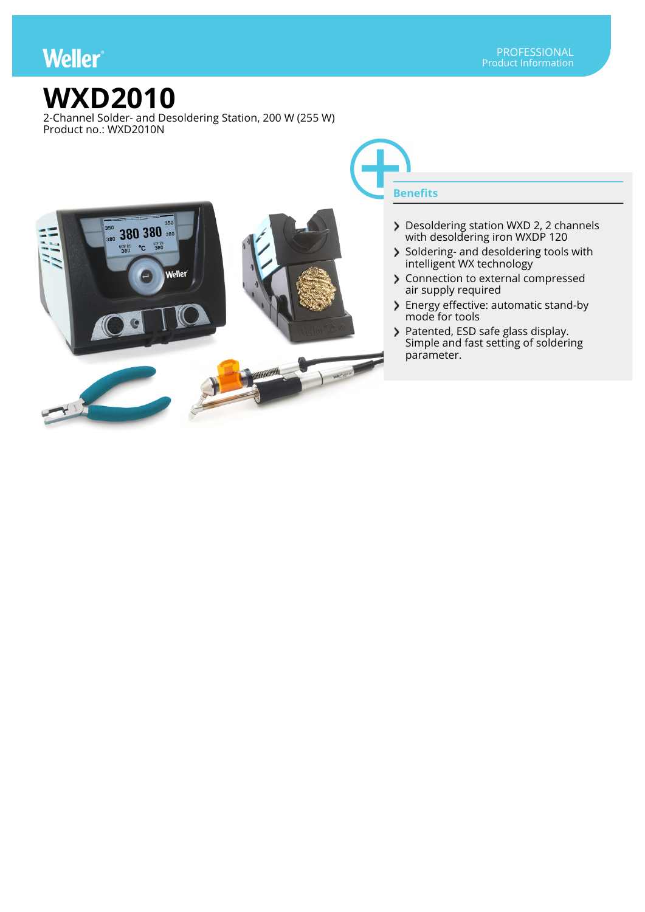Weller

PROFESSIONAL
Product Information

# WXD2010

2-Channel Solder- and Desoldering Station, 200 W (255 W)
Product no.: WXD2010N

## Benefits

- Desoldering station WXD 2, 2 channels with desoldering iron WXDP 120
- Soldering- and desoldering tools with intelligent WX technology
- Connection to external compressed air supply required
- Energy effective: automatic stand-by mode for tools
- Patented, ESD safe glass display. Simple and fast setting of soldering parameter.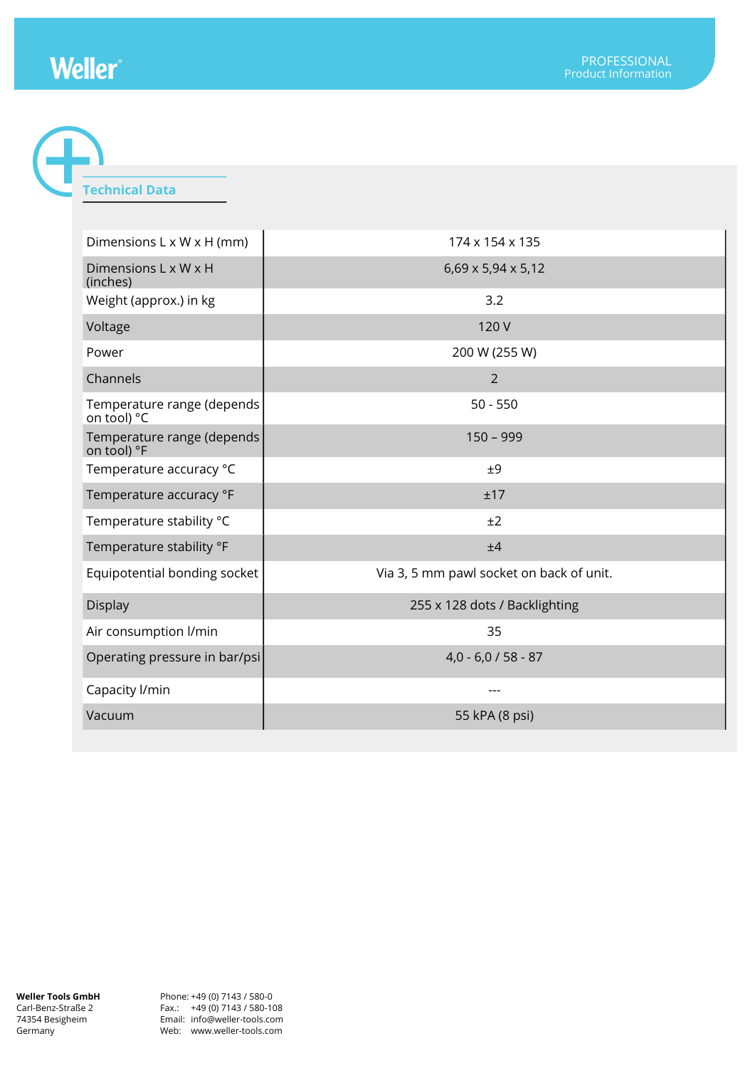## Technical Data

| | |
|---|---|
| Dimensions L x W x H (mm) | 174 x 154 x 135 |
| Dimensions L x W x H (inches) | 6,69 x 5,94 x 5,12 |
| Weight (approx.) in kg | 3.2 |
| Voltage | 120 V |
| Power | 200 W (255 W) |
| Channels | 2 |
| Temperature range (depends on tool) °C | 50 - 550 |
| Temperature range (depends on tool) °F | 150 – 999 |
| Temperature accuracy °C | ±9 |
| Temperature accuracy °F | ±17 |
| Temperature stability °C | ±2 |
| Temperature stability °F | ±4 |
| Equipotential bonding socket | Via 3, 5 mm pawl socket on back of unit. |
| Display | 255 x 128 dots / Backlighting |
| Air consumption l/min | 35 |
| Operating pressure in bar/psi | 4,0 - 6,0 / 58 - 87 |
| Capacity l/min | --- |
| Vacuum | 55 kPA (8 psi) |

**Weller Tools GmbH**
Carl-Benz-Straße 2
74354 Besigheim
Germany

Phone: +49 (0) 7143 / 580-0
Fax.: +49 (0) 7143 / 580-108
Email: info@weller-tools.com
Web: www.weller-tools.com